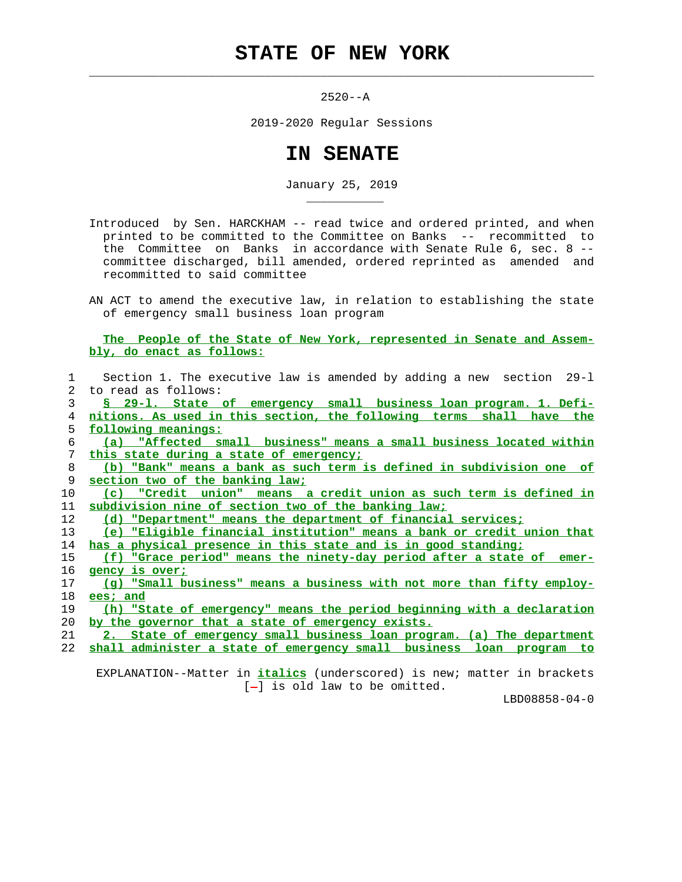# STATE OF NEW YORK

---

2520--A

2019-2020 Regular Sessions

# IN SENATE

January 25, 2019

---

Introduced by Sen. HARCKHAM -- read twice and ordered printed, and when printed to be committed to the Committee on Banks -- recommitted to the Committee on Banks in accordance with Senate Rule 6, sec. 8 -- committee discharged, bill amended, ordered reprinted as amended and recommitted to said committee

AN ACT to amend the executive law, in relation to establishing the state of emergency small business loan program

**The People of the State of New York, represented in Senate and Assembly, do enact as follows:**

Section 1. The executive law is amended by adding a new section 29-l to read as follows:

§ 29-l. State of emergency small business loan program. 1. Definitions. As used in this section, the following terms shall have the following meanings:

(a) "Affected small business" means a small business located within this state during a state of emergency;

(b) "Bank" means a bank as such term is defined in subdivision one of section two of the banking law;

(c) "Credit union" means a credit union as such term is defined in subdivision nine of section two of the banking law;

(d) "Department" means the department of financial services;

(e) "Eligible financial institution" means a bank or credit union that has a physical presence in this state and is in good standing;

(f) "Grace period" means the ninety-day period after a state of emergency is over;

(g) "Small business" means a business with not more than fifty employees; and

(h) "State of emergency" means the period beginning with a declaration by the governor that a state of emergency exists.

2. State of emergency small business loan program. (a) The department shall administer a state of emergency small business loan program to

EXPLANATION--Matter in *italics* (underscored) is new; matter in brackets [-] is old law to be omitted.

LBD08858-04-0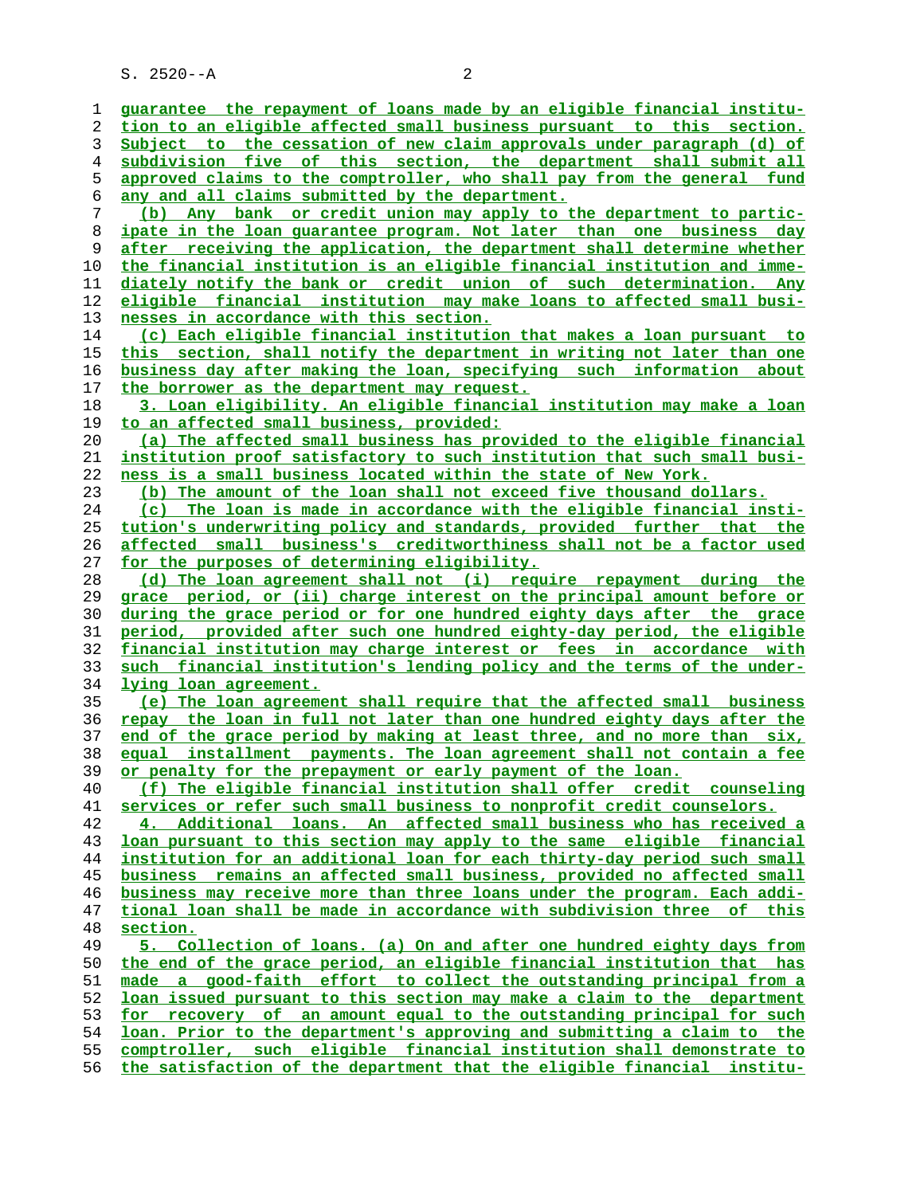guarantee the repayment of loans made by an eligible financial institution to an eligible affected small business pursuant to this section. Subject to the cessation of new claim approvals under paragraph (d) of subdivision five of this section, the department shall submit all approved claims to the comptroller, who shall pay from the general fund any and all claims submitted by the department.

(b) Any bank or credit union may apply to the department to participate in the loan guarantee program. Not later than one business day after receiving the application, the department shall determine whether the financial institution is an eligible financial institution and immediately notify the bank or credit union of such determination. Any eligible financial institution may make loans to affected small businesses in accordance with this section.

(c) Each eligible financial institution that makes a loan pursuant to this section, shall notify the department in writing not later than one business day after making the loan, specifying such information about the borrower as the department may request.

3. Loan eligibility. An eligible financial institution may make a loan to an affected small business, provided:

(a) The affected small business has provided to the eligible financial institution proof satisfactory to such institution that such small business is a small business located within the state of New York.

(b) The amount of the loan shall not exceed five thousand dollars.

(c) The loan is made in accordance with the eligible financial institution's underwriting policy and standards, provided further that the affected small business's creditworthiness shall not be a factor used for the purposes of determining eligibility.

(d) The loan agreement shall not (i) require repayment during the grace period, or (ii) charge interest on the principal amount before or during the grace period or for one hundred eighty days after the grace period, provided after such one hundred eighty-day period, the eligible financial institution may charge interest or fees in accordance with such financial institution's lending policy and the terms of the underlying loan agreement.

(e) The loan agreement shall require that the affected small business repay the loan in full not later than one hundred eighty days after the end of the grace period by making at least three, and no more than six, equal installment payments. The loan agreement shall not contain a fee or penalty for the prepayment or early payment of the loan.

(f) The eligible financial institution shall offer credit counseling services or refer such small business to nonprofit credit counselors.

4. Additional loans. An affected small business who has received a loan pursuant to this section may apply to the same eligible financial institution for an additional loan for each thirty-day period such small business remains an affected small business, provided no affected small business may receive more than three loans under the program. Each additional loan shall be made in accordance with subdivision three of this section.

5. Collection of loans. (a) On and after one hundred eighty days from the end of the grace period, an eligible financial institution that has made a good-faith effort to collect the outstanding principal from a loan issued pursuant to this section may make a claim to the department for recovery of an amount equal to the outstanding principal for such loan. Prior to the department's approving and submitting a claim to the comptroller, such eligible financial institution shall demonstrate to the satisfaction of the department that the eligible financial institu-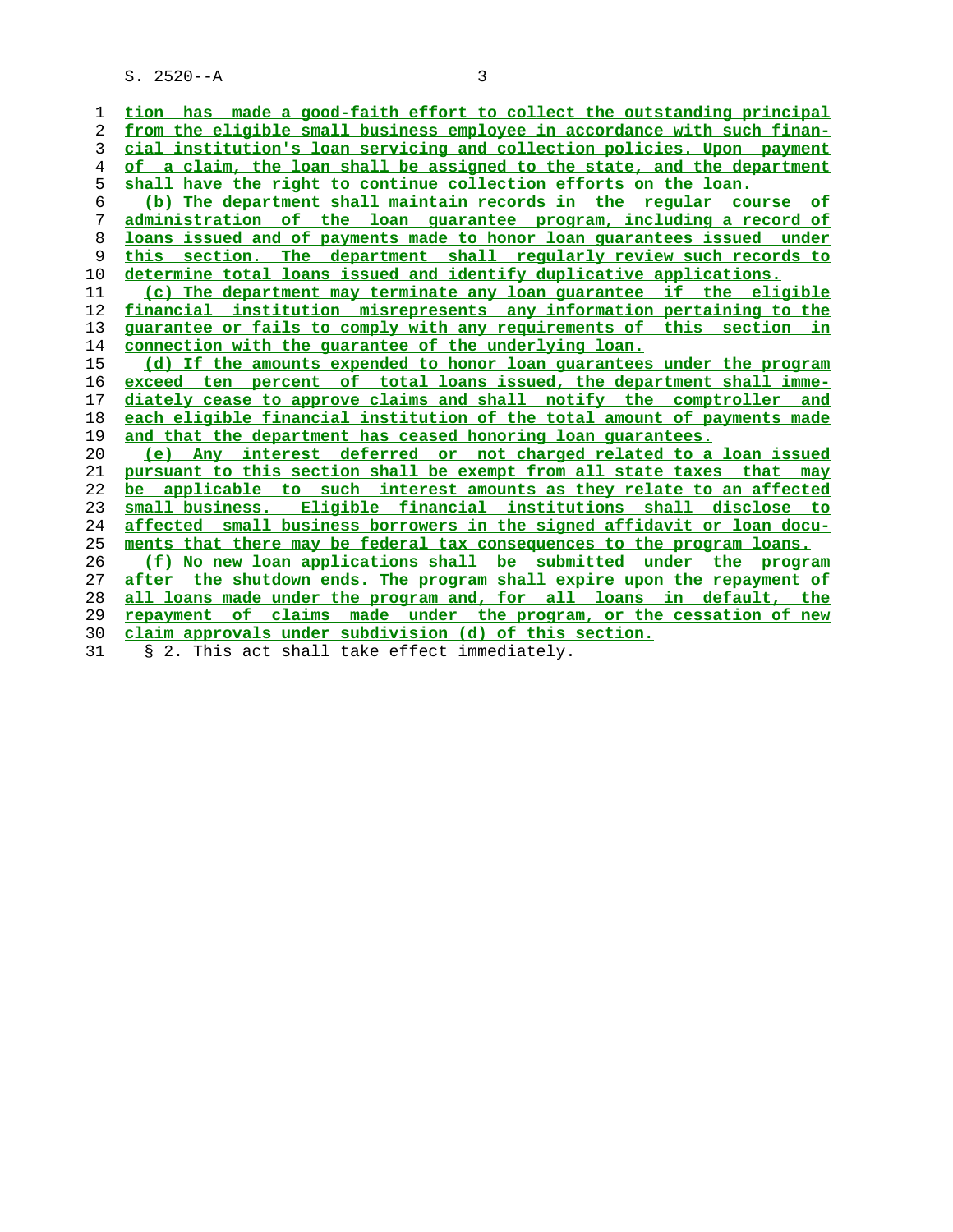tion has made a good-faith effort to collect the outstanding principal from the eligible small business employee in accordance with such financial institution's loan servicing and collection policies. Upon payment of a claim, the loan shall be assigned to the state, and the department shall have the right to continue collection efforts on the loan.

(b) The department shall maintain records in the regular course of administration of the loan guarantee program, including a record of loans issued and of payments made to honor loan guarantees issued under this section. The department shall regularly review such records to determine total loans issued and identify duplicative applications.

(c) The department may terminate any loan guarantee if the eligible financial institution misrepresents any information pertaining to the guarantee or fails to comply with any requirements of this section in connection with the guarantee of the underlying loan.

(d) If the amounts expended to honor loan guarantees under the program exceed ten percent of total loans issued, the department shall immediately cease to approve claims and shall notify the comptroller and each eligible financial institution of the total amount of payments made and that the department has ceased honoring loan guarantees.

(e) Any interest deferred or not charged related to a loan issued pursuant to this section shall be exempt from all state taxes that may be applicable to such interest amounts as they relate to an affected small business. Eligible financial institutions shall disclose to affected small business borrowers in the signed affidavit or loan documents that there may be federal tax consequences to the program loans.

(f) No new loan applications shall be submitted under the program after the shutdown ends. The program shall expire upon the repayment of all loans made under the program and, for all loans in default, the repayment of claims made under the program, or the cessation of new claim approvals under subdivision (d) of this section.

§ 2. This act shall take effect immediately.